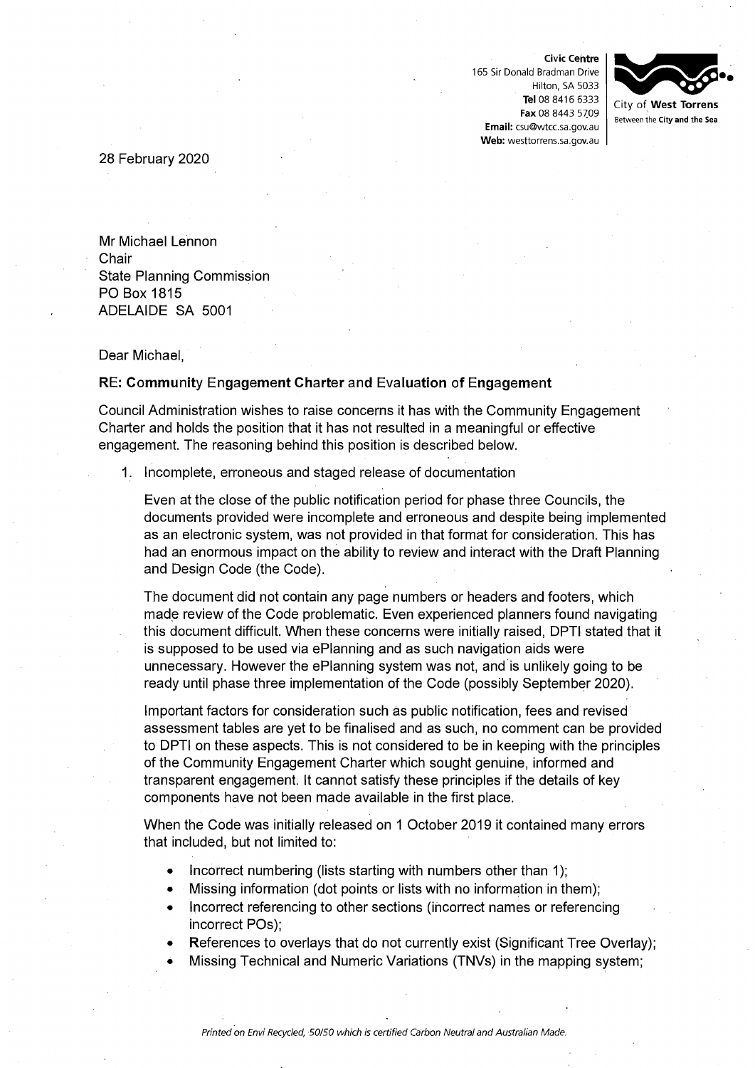**Civic Centre**
165 Sir Donald Bradman Drive
Hilton, SA 5033
**Tel** 08 8416 6333
**Fax** 08 8443 5709
**Email:** csu@wtcc.sa.gov.au
**Web:** westtorrens.sa.gov.au

City of **West Torrens**
Between the **City and the Sea**

28 February 2020

Mr Michael Lennon
Chair
State Planning Commission
PO Box 1815
ADELAIDE SA 5001

Dear Michael,

**RE: Community Engagement Charter and Evaluation of Engagement**

Council Administration wishes to raise concerns it has with the Community Engagement Charter and holds the position that it has not resulted in a meaningful or effective engagement. The reasoning behind this position is described below.

1. Incomplete, erroneous and staged release of documentation

   Even at the close of the public notification period for phase three Councils, the documents provided were incomplete and erroneous and despite being implemented as an electronic system, was not provided in that format for consideration. This has had an enormous impact on the ability to review and interact with the Draft Planning and Design Code (the Code).

   The document did not contain any page numbers or headers and footers, which made review of the Code problematic. Even experienced planners found navigating this document difficult. When these concerns were initially raised, DPTI stated that it is supposed to be used via ePlanning and as such navigation aids were unnecessary. However the ePlanning system was not, and is unlikely going to be ready until phase three implementation of the Code (possibly September 2020).

   Important factors for consideration such as public notification, fees and revised assessment tables are yet to be finalised and as such, no comment can be provided to DPTI on these aspects. This is not considered to be in keeping with the principles of the Community Engagement Charter which sought genuine, informed and transparent engagement. It cannot satisfy these principles if the details of key components have not been made available in the first place.

   When the Code was initially released on 1 October 2019 it contained many errors that included, but not limited to:

   - Incorrect numbering (lists starting with numbers other than 1);
   - Missing information (dot points or lists with no information in them);
   - Incorrect referencing to other sections (incorrect names or referencing incorrect POs);
   - References to overlays that do not currently exist (Significant Tree Overlay);
   - Missing Technical and Numeric Variations (TNVs) in the mapping system;

*Printed on Envi Recycled, 50/50 which is certified Carbon Neutral and Australian Made.*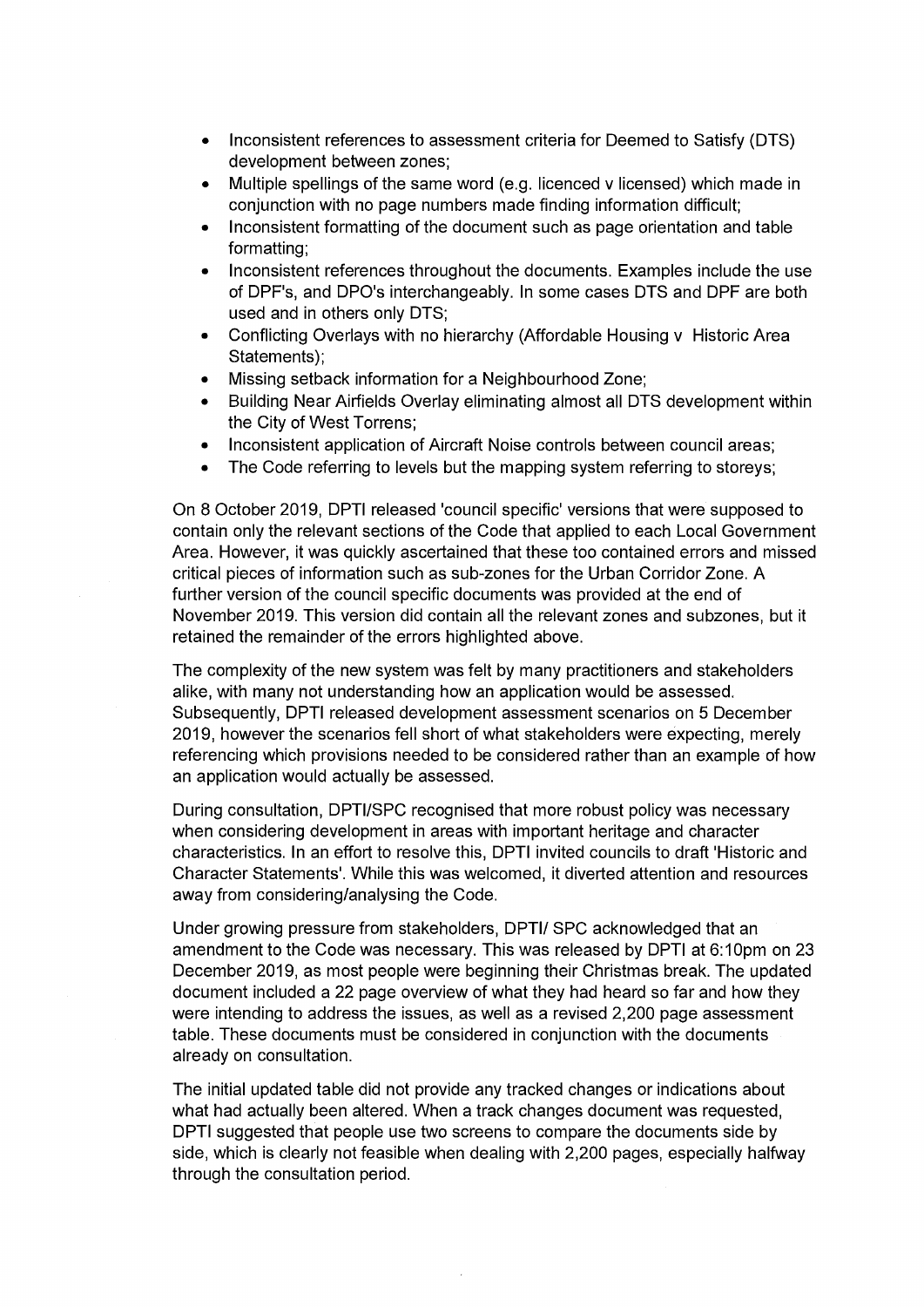- Inconsistent references to assessment criteria for Deemed to Satisfy (DTS) development between zones;
- Multiple spellings of the same word (e.g. licenced v licensed) which made in conjunction with no page numbers made finding information difficult;
- Inconsistent formatting of the document such as page orientation and table formatting;
- Inconsistent references throughout the documents. Examples include the use of DPF's, and DPO's interchangeably. In some cases DTS and DPF are both used and in others only DTS;
- Conflicting Overlays with no hierarchy (Affordable Housing v Historic Area Statements);
- Missing setback information for a Neighbourhood Zone;
- Building Near Airfields Overlay eliminating almost all DTS development within the City of West Torrens;
- Inconsistent application of Aircraft Noise controls between council areas;
- The Code referring to levels but the mapping system referring to storeys;

On 8 October 2019, DPTI released 'council specific' versions that were supposed to contain only the relevant sections of the Code that applied to each Local Government Area. However, it was quickly ascertained that these too contained errors and missed critical pieces of information such as sub-zones for the Urban Corridor Zone. A further version of the council specific documents was provided at the end of November 2019. This version did contain all the relevant zones and subzones, but it retained the remainder of the errors highlighted above.

The complexity of the new system was felt by many practitioners and stakeholders alike, with many not understanding how an application would be assessed. Subsequently, DPTI released development assessment scenarios on 5 December 2019, however the scenarios fell short of what stakeholders were expecting, merely referencing which provisions needed to be considered rather than an example of how an application would actually be assessed.

During consultation, DPTI/SPC recognised that more robust policy was necessary when considering development in areas with important heritage and character characteristics. In an effort to resolve this, DPTI invited councils to draft 'Historic and Character Statements'. While this was welcomed, it diverted attention and resources away from considering/analysing the Code.

Under growing pressure from stakeholders, DPTI/ SPC acknowledged that an amendment to the Code was necessary. This was released by DPTI at 6:10pm on 23 December 2019, as most people were beginning their Christmas break. The updated document included a 22 page overview of what they had heard so far and how they were intending to address the issues, as well as a revised 2,200 page assessment table. These documents must be considered in conjunction with the documents already on consultation.

The initial updated table did not provide any tracked changes or indications about what had actually been altered. When a track changes document was requested, DPTI suggested that people use two screens to compare the documents side by side, which is clearly not feasible when dealing with 2,200 pages, especially halfway through the consultation period.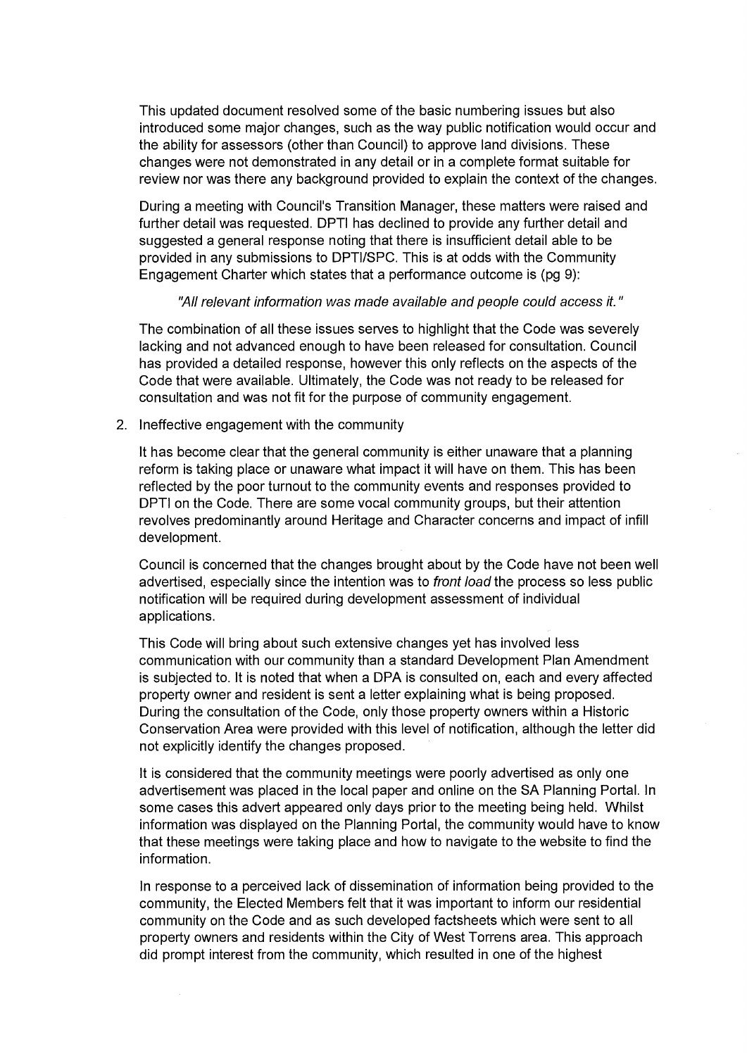This updated document resolved some of the basic numbering issues but also introduced some major changes, such as the way public notification would occur and the ability for assessors (other than Council) to approve land divisions. These changes were not demonstrated in any detail or in a complete format suitable for review nor was there any background provided to explain the context of the changes.

During a meeting with Council's Transition Manager, these matters were raised and further detail was requested. DPTI has declined to provide any further detail and suggested a general response noting that there is insufficient detail able to be provided in any submissions to DPTI/SPC. This is at odds with the Community Engagement Charter which states that a performance outcome is (pg 9):

> *"All relevant information was made available and people could access it."*

The combination of all these issues serves to highlight that the Code was severely lacking and not advanced enough to have been released for consultation. Council has provided a detailed response, however this only reflects on the aspects of the Code that were available. Ultimately, the Code was not ready to be released for consultation and was not fit for the purpose of community engagement.

2. Ineffective engagement with the community

It has become clear that the general community is either unaware that a planning reform is taking place or unaware what impact it will have on them. This has been reflected by the poor turnout to the community events and responses provided to DPTI on the Code. There are some vocal community groups, but their attention revolves predominantly around Heritage and Character concerns and impact of infill development.

Council is concerned that the changes brought about by the Code have not been well advertised, especially since the intention was to *front load* the process so less public notification will be required during development assessment of individual applications.

This Code will bring about such extensive changes yet has involved less communication with our community than a standard Development Plan Amendment is subjected to. It is noted that when a DPA is consulted on, each and every affected property owner and resident is sent a letter explaining what is being proposed. During the consultation of the Code, only those property owners within a Historic Conservation Area were provided with this level of notification, although the letter did not explicitly identify the changes proposed.

It is considered that the community meetings were poorly advertised as only one advertisement was placed in the local paper and online on the SA Planning Portal. In some cases this advert appeared only days prior to the meeting being held. Whilst information was displayed on the Planning Portal, the community would have to know that these meetings were taking place and how to navigate to the website to find the information.

In response to a perceived lack of dissemination of information being provided to the community, the Elected Members felt that it was important to inform our residential community on the Code and as such developed factsheets which were sent to all property owners and residents within the City of West Torrens area. This approach did prompt interest from the community, which resulted in one of the highest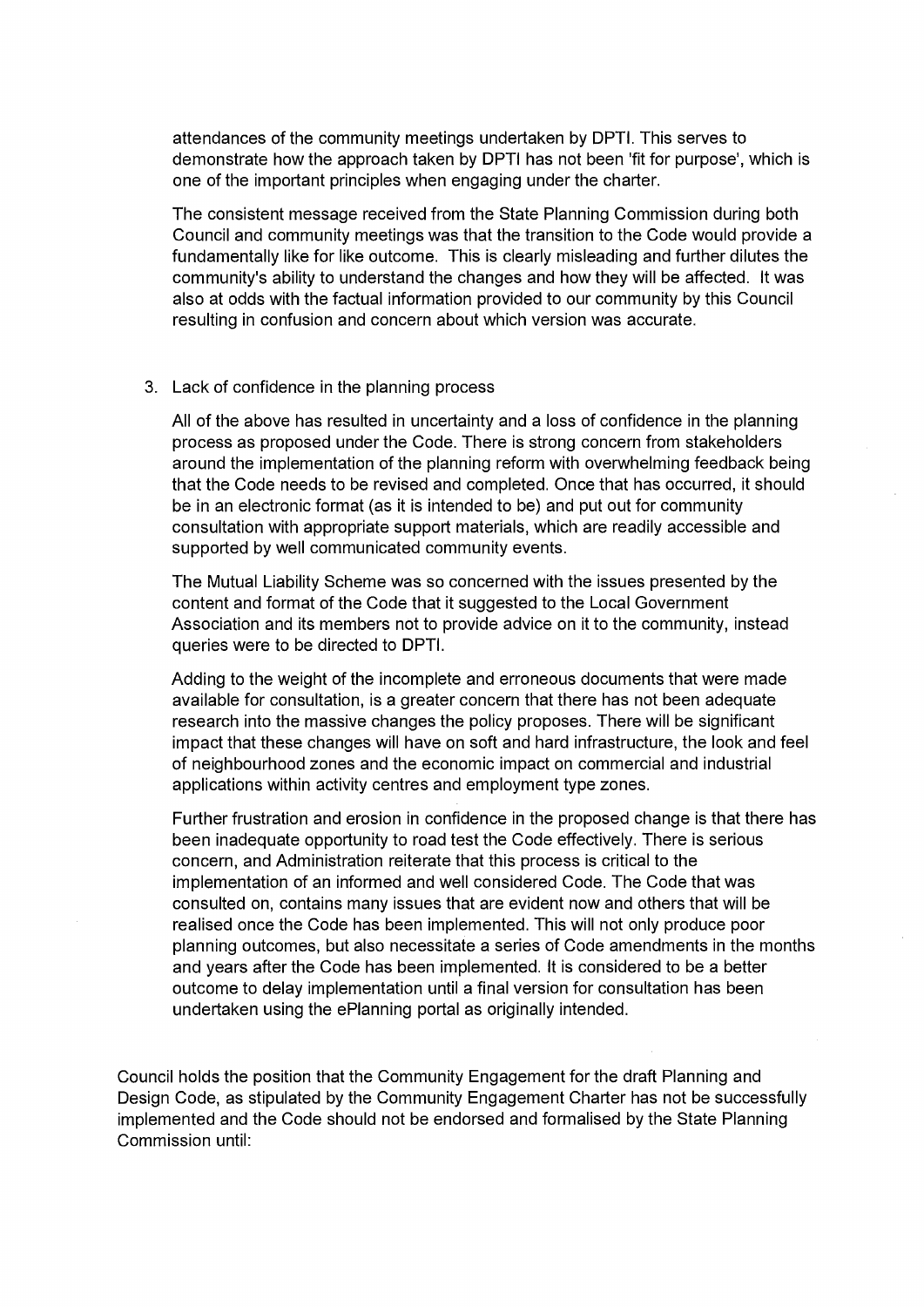attendances of the community meetings undertaken by DPTI. This serves to demonstrate how the approach taken by DPTI has not been 'fit for purpose', which is one of the important principles when engaging under the charter.

The consistent message received from the State Planning Commission during both Council and community meetings was that the transition to the Code would provide a fundamentally like for like outcome. This is clearly misleading and further dilutes the community's ability to understand the changes and how they will be affected. It was also at odds with the factual information provided to our community by this Council resulting in confusion and concern about which version was accurate.

3. Lack of confidence in the planning process

   All of the above has resulted in uncertainty and a loss of confidence in the planning process as proposed under the Code. There is strong concern from stakeholders around the implementation of the planning reform with overwhelming feedback being that the Code needs to be revised and completed. Once that has occurred, it should be in an electronic format (as it is intended to be) and put out for community consultation with appropriate support materials, which are readily accessible and supported by well communicated community events.

   The Mutual Liability Scheme was so concerned with the issues presented by the content and format of the Code that it suggested to the Local Government Association and its members not to provide advice on it to the community, instead queries were to be directed to DPTI.

   Adding to the weight of the incomplete and erroneous documents that were made available for consultation, is a greater concern that there has not been adequate research into the massive changes the policy proposes. There will be significant impact that these changes will have on soft and hard infrastructure, the look and feel of neighbourhood zones and the economic impact on commercial and industrial applications within activity centres and employment type zones.

   Further frustration and erosion in confidence in the proposed change is that there has been inadequate opportunity to road test the Code effectively. There is serious concern, and Administration reiterate that this process is critical to the implementation of an informed and well considered Code. The Code that was consulted on, contains many issues that are evident now and others that will be realised once the Code has been implemented. This will not only produce poor planning outcomes, but also necessitate a series of Code amendments in the months and years after the Code has been implemented. It is considered to be a better outcome to delay implementation until a final version for consultation has been undertaken using the ePlanning portal as originally intended.

Council holds the position that the Community Engagement for the draft Planning and Design Code, as stipulated by the Community Engagement Charter has not be successfully implemented and the Code should not be endorsed and formalised by the State Planning Commission until: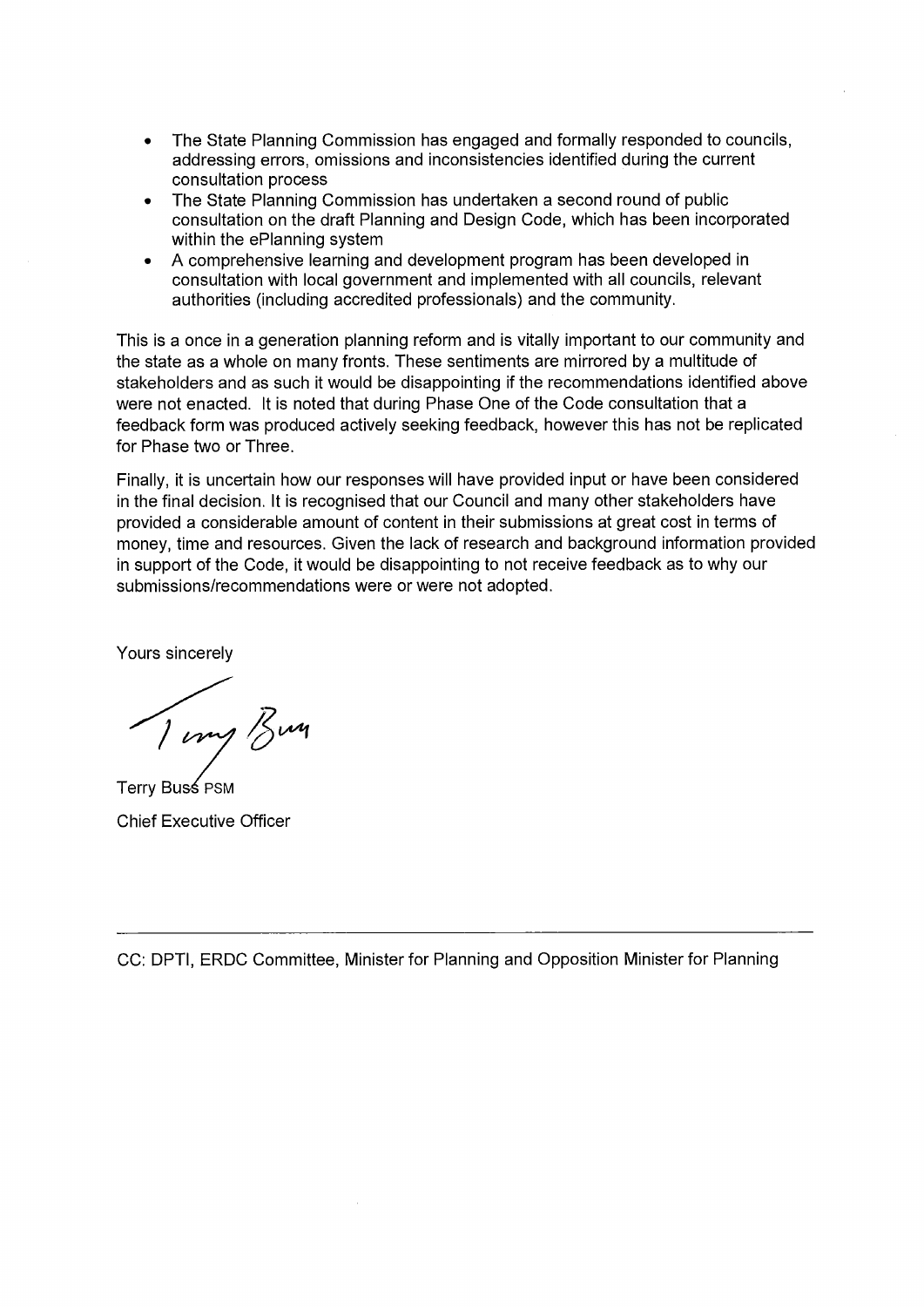- The State Planning Commission has engaged and formally responded to councils, addressing errors, omissions and inconsistencies identified during the current consultation process
- The State Planning Commission has undertaken a second round of public consultation on the draft Planning and Design Code, which has been incorporated within the ePlanning system
- A comprehensive learning and development program has been developed in consultation with local government and implemented with all councils, relevant authorities (including accredited professionals) and the community.

This is a once in a generation planning reform and is vitally important to our community and the state as a whole on many fronts. These sentiments are mirrored by a multitude of stakeholders and as such it would be disappointing if the recommendations identified above were not enacted. It is noted that during Phase One of the Code consultation that a feedback form was produced actively seeking feedback, however this has not be replicated for Phase two or Three.

Finally, it is uncertain how our responses will have provided input or have been considered in the final decision. It is recognised that our Council and many other stakeholders have provided a considerable amount of content in their submissions at great cost in terms of money, time and resources. Given the lack of research and background information provided in support of the Code, it would be disappointing to not receive feedback as to why our submissions/recommendations were or were not adopted.

Yours sincerely

Terry Buss PSM

Chief Executive Officer

---

CC: DPTI, ERDC Committee, Minister for Planning and Opposition Minister for Planning